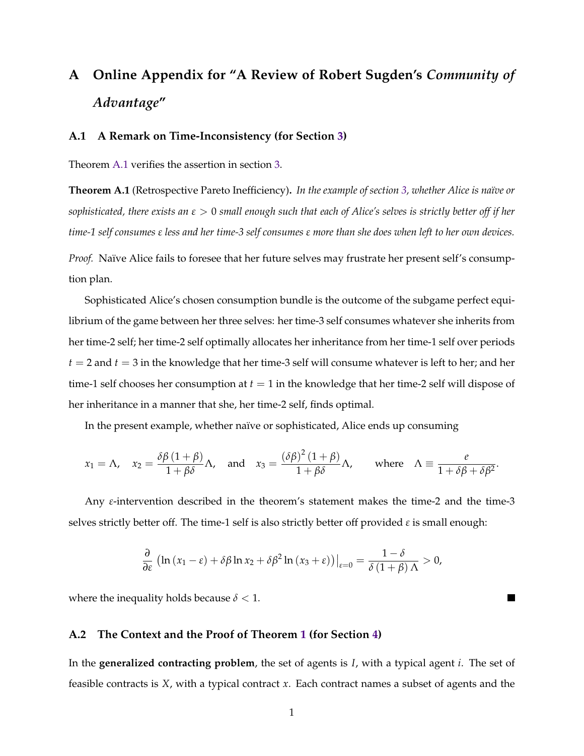# A Online Appendix for "A Review of Robert Sugden's *Community of Advantage*"

## A.1 A Remark on Time-Inconsistency (for Section 3)

Theorem A.1 verifies the assertion in section 3.

**Theorem A.1** (Retrospective Pareto Inefficiency)**.** *In the example of section 3, whether Alice is naïve or sophisticated, there exists an $\varepsilon > 0$ small enough such that each of Alice's selves is strictly better off if her time-1 self consumes $\varepsilon$ less and her time-3 self consumes $\varepsilon$ more than she does when left to her own devices.*

*Proof.* Naïve Alice fails to foresee that her future selves may frustrate her present self's consumption plan.

Sophisticated Alice's chosen consumption bundle is the outcome of the subgame perfect equilibrium of the game between her three selves: her time-3 self consumes whatever she inherits from her time-2 self; her time-2 self optimally allocates her inheritance from her time-1 self over periods $t = 2$ and $t = 3$ in the knowledge that her time-3 self will consume whatever is left to her; and her time-1 self chooses her consumption at $t = 1$ in the knowledge that her time-2 self will dispose of her inheritance in a manner that she, her time-2 self, finds optimal.

In the present example, whether naïve or sophisticated, Alice ends up consuming

$$x_1 = \Lambda, \quad x_2 = \frac{\delta\beta\,(1+\beta)}{1+\beta\delta}\Lambda, \quad \text{and} \quad x_3 = \frac{(\delta\beta)^2\,(1+\beta)}{1+\beta\delta}\Lambda, \qquad \text{where} \quad \Lambda \equiv \frac{e}{1+\delta\beta+\delta\beta^2}.$$

Any $\varepsilon$-intervention described in the theorem's statement makes the time-2 and the time-3 selves strictly better off. The time-1 self is also strictly better off provided $\varepsilon$ is small enough:

$$\frac{\partial}{\partial\varepsilon}\left(\ln(x_1-\varepsilon) + \delta\beta\ln x_2 + \delta\beta^2\ln(x_3+\varepsilon)\right)\Big|_{\varepsilon=0} = \frac{1-\delta}{\delta\,(1+\beta)\,\Lambda} > 0,$$

where the inequality holds because $\delta < 1$. ∎

## A.2 The Context and the Proof of Theorem 1 (for Section 4)

In the **generalized contracting problem**, the set of agents is $I$, with a typical agent $i$. The set of feasible contracts is $X$, with a typical contract $x$. Each contract names a subset of agents and the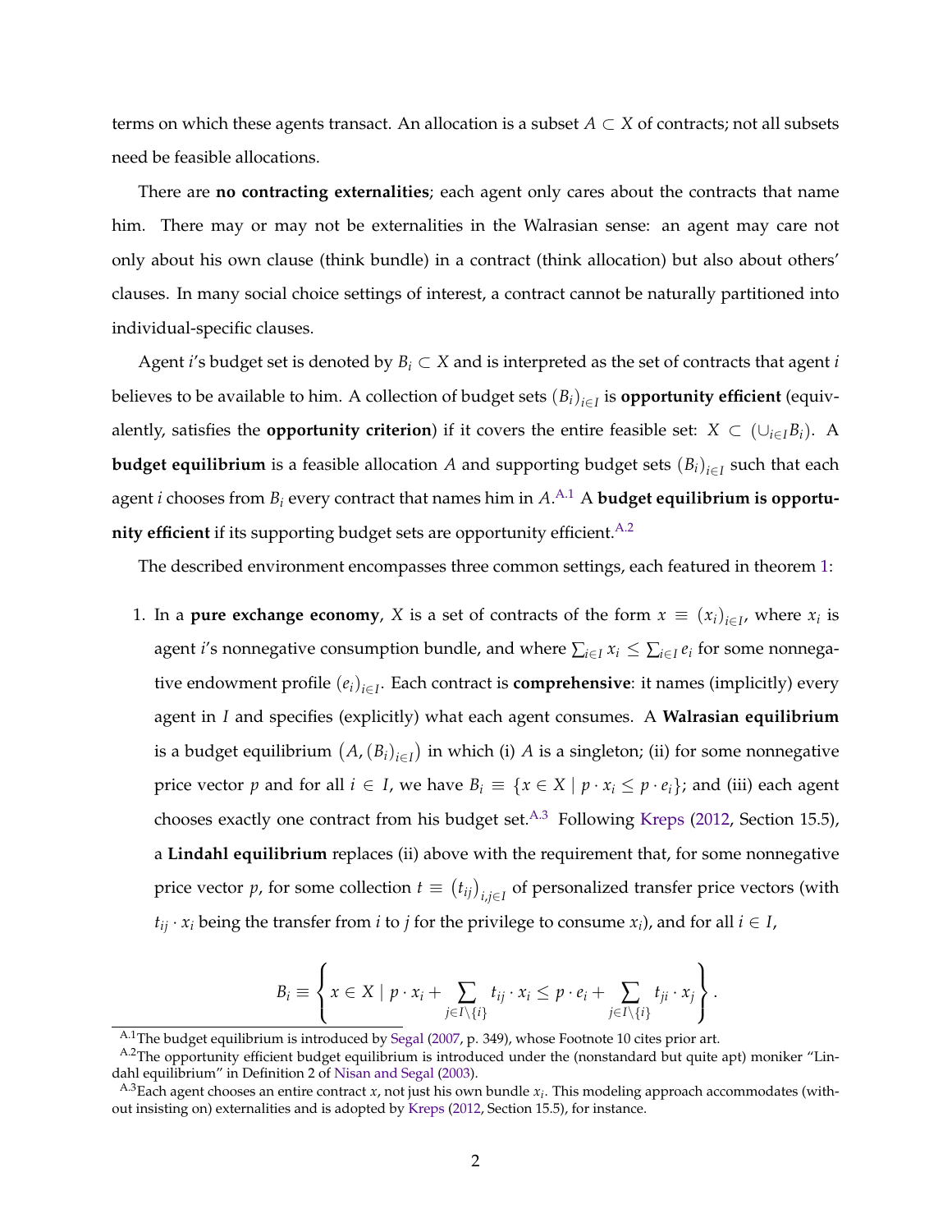terms on which these agents transact. An allocation is a subset $A \subset X$ of contracts; not all subsets need be feasible allocations.

There are **no contracting externalities**; each agent only cares about the contracts that name him. There may or may not be externalities in the Walrasian sense: an agent may care not only about his own clause (think bundle) in a contract (think allocation) but also about others' clauses. In many social choice settings of interest, a contract cannot be naturally partitioned into individual-specific clauses.

Agent $i$'s budget set is denoted by $B_i \subset X$ and is interpreted as the set of contracts that agent $i$ believes to be available to him. A collection of budget sets $(B_i)_{i \in I}$ is **opportunity efficient** (equivalently, satisfies the **opportunity criterion**) if it covers the entire feasible set: $X \subset (\cup_{i \in I} B_i)$. A **budget equilibrium** is a feasible allocation $A$ and supporting budget sets $(B_i)_{i \in I}$ such that each agent $i$ chooses from $B_i$ every contract that names him in $A$.[A.1] A **budget equilibrium is opportunity efficient** if its supporting budget sets are opportunity efficient.[A.2]

The described environment encompasses three common settings, each featured in theorem 1:

1. In a **pure exchange economy**, $X$ is a set of contracts of the form $x \equiv (x_i)_{i \in I}$, where $x_i$ is agent $i$'s nonnegative consumption bundle, and where $\sum_{i \in I} x_i \leq \sum_{i \in I} e_i$ for some nonnegative endowment profile $(e_i)_{i \in I}$. Each contract is **comprehensive**: it names (implicitly) every agent in $I$ and specifies (explicitly) what each agent consumes. A **Walrasian equilibrium** is a budget equilibrium $\left(A, (B_i)_{i \in I}\right)$ in which (i) $A$ is a singleton; (ii) for some nonnegative price vector $p$ and for all $i \in I$, we have $B_i \equiv \{x \in X \mid p \cdot x_i \leq p \cdot e_i\}$; and (iii) each agent chooses exactly one contract from his budget set.[A.3] Following Kreps (2012, Section 15.5), a **Lindahl equilibrium** replaces (ii) above with the requirement that, for some nonnegative price vector $p$, for some collection $t \equiv (t_{ij})_{i,j \in I}$ of personalized transfer price vectors (with $t_{ij} \cdot x_i$ being the transfer from $i$ to $j$ for the privilege to consume $x_i$), and for all $i \in I$,

$$B_i \equiv \left\{ x \in X \mid p \cdot x_i + \sum_{j \in I \setminus \{i\}} t_{ij} \cdot x_i \leq p \cdot e_i + \sum_{j \in I \setminus \{i\}} t_{ji} \cdot x_j \right\}.$$

---

[A.1] The budget equilibrium is introduced by Segal (2007, p. 349), whose Footnote 10 cites prior art.

[A.2] The opportunity efficient budget equilibrium is introduced under the (nonstandard but quite apt) moniker "Lindahl equilibrium" in Definition 2 of Nisan and Segal (2003).

[A.3] Each agent chooses an entire contract $x$, not just his own bundle $x_i$. This modeling approach accommodates (without insisting on) externalities and is adopted by Kreps (2012, Section 15.5), for instance.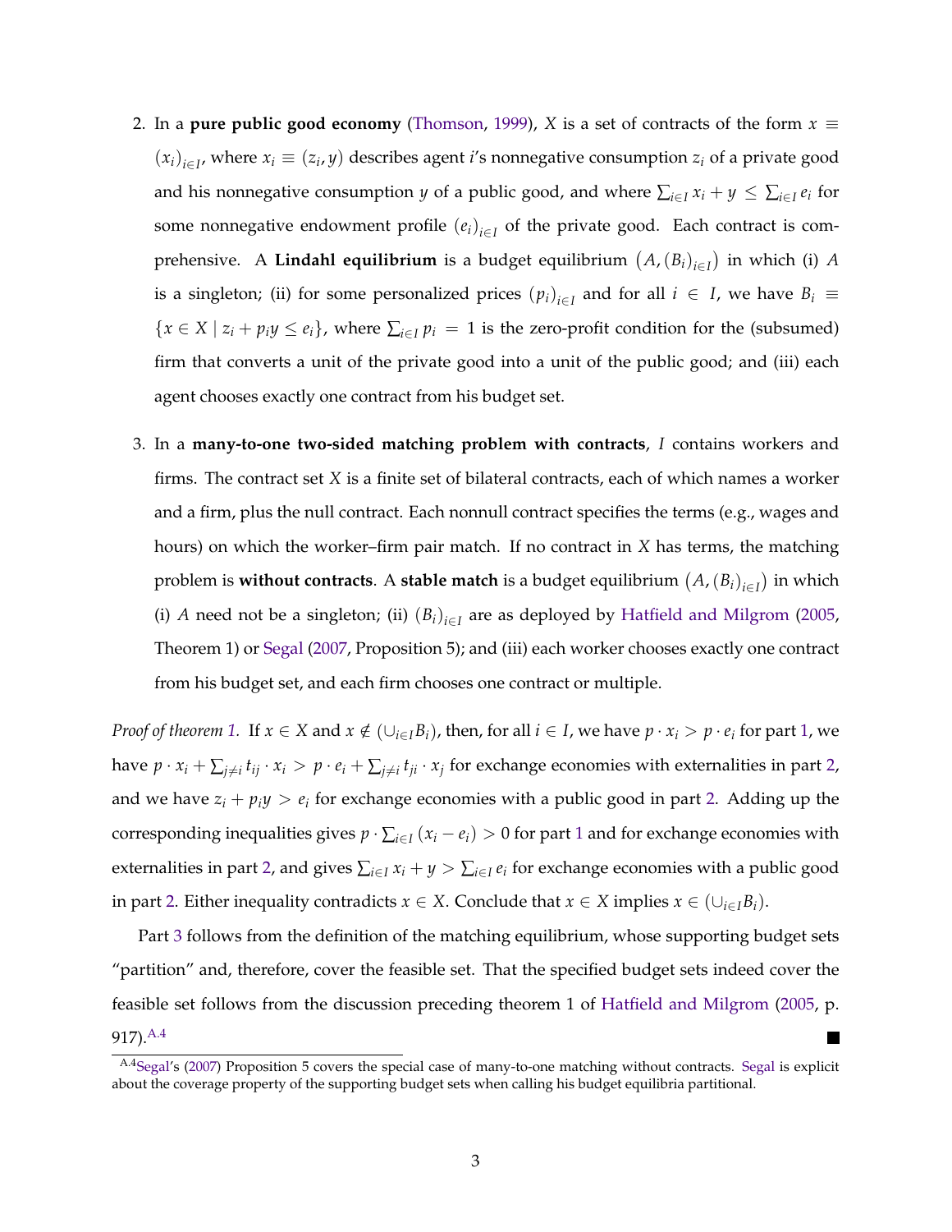2. In a **pure public good economy** (Thomson, 1999), $X$ is a set of contracts of the form $x \equiv (x_i)_{i \in I}$, where $x_i \equiv (z_i, y)$ describes agent $i$'s nonnegative consumption $z_i$ of a private good and his nonnegative consumption $y$ of a public good, and where $\sum_{i \in I} x_i + y \leq \sum_{i \in I} e_i$ for some nonnegative endowment profile $(e_i)_{i \in I}$ of the private good. Each contract is comprehensive. A **Lindahl equilibrium** is a budget equilibrium $(A, (B_i)_{i \in I})$ in which (i) $A$ is a singleton; (ii) for some personalized prices $(p_i)_{i \in I}$ and for all $i \in I$, we have $B_i \equiv \{x \in X \mid z_i + p_i y \leq e_i\}$, where $\sum_{i \in I} p_i = 1$ is the zero-profit condition for the (subsumed) firm that converts a unit of the private good into a unit of the public good; and (iii) each agent chooses exactly one contract from his budget set.

3. In a **many-to-one two-sided matching problem with contracts**, $I$ contains workers and firms. The contract set $X$ is a finite set of bilateral contracts, each of which names a worker and a firm, plus the null contract. Each nonnull contract specifies the terms (e.g., wages and hours) on which the worker–firm pair match. If no contract in $X$ has terms, the matching problem is **without contracts**. A **stable match** is a budget equilibrium $(A, (B_i)_{i \in I})$ in which (i) $A$ need not be a singleton; (ii) $(B_i)_{i \in I}$ are as deployed by Hatfield and Milgrom (2005, Theorem 1) or Segal (2007, Proposition 5); and (iii) each worker chooses exactly one contract from his budget set, and each firm chooses one contract or multiple.

*Proof of theorem 1.* If $x \in X$ and $x \notin (\cup_{i \in I} B_i)$, then, for all $i \in I$, we have $p \cdot x_i > p \cdot e_i$ for part 1, we have $p \cdot x_i + \sum_{j \neq i} t_{ij} \cdot x_i > p \cdot e_i + \sum_{j \neq i} t_{ji} \cdot x_j$ for exchange economies with externalities in part 2, and we have $z_i + p_i y > e_i$ for exchange economies with a public good in part 2. Adding up the corresponding inequalities gives $p \cdot \sum_{i \in I} (x_i - e_i) > 0$ for part 1 and for exchange economies with externalities in part 2, and gives $\sum_{i \in I} x_i + y > \sum_{i \in I} e_i$ for exchange economies with a public good in part 2. Either inequality contradicts $x \in X$. Conclude that $x \in X$ implies $x \in (\cup_{i \in I} B_i)$.

Part 3 follows from the definition of the matching equilibrium, whose supporting budget sets "partition" and, therefore, cover the feasible set. That the specified budget sets indeed cover the feasible set follows from the discussion preceding theorem 1 of Hatfield and Milgrom (2005, p. 917).[A.4] ■

[A.4] Segal's (2007) Proposition 5 covers the special case of many-to-one matching without contracts. Segal is explicit about the coverage property of the supporting budget sets when calling his budget equilibria partitional.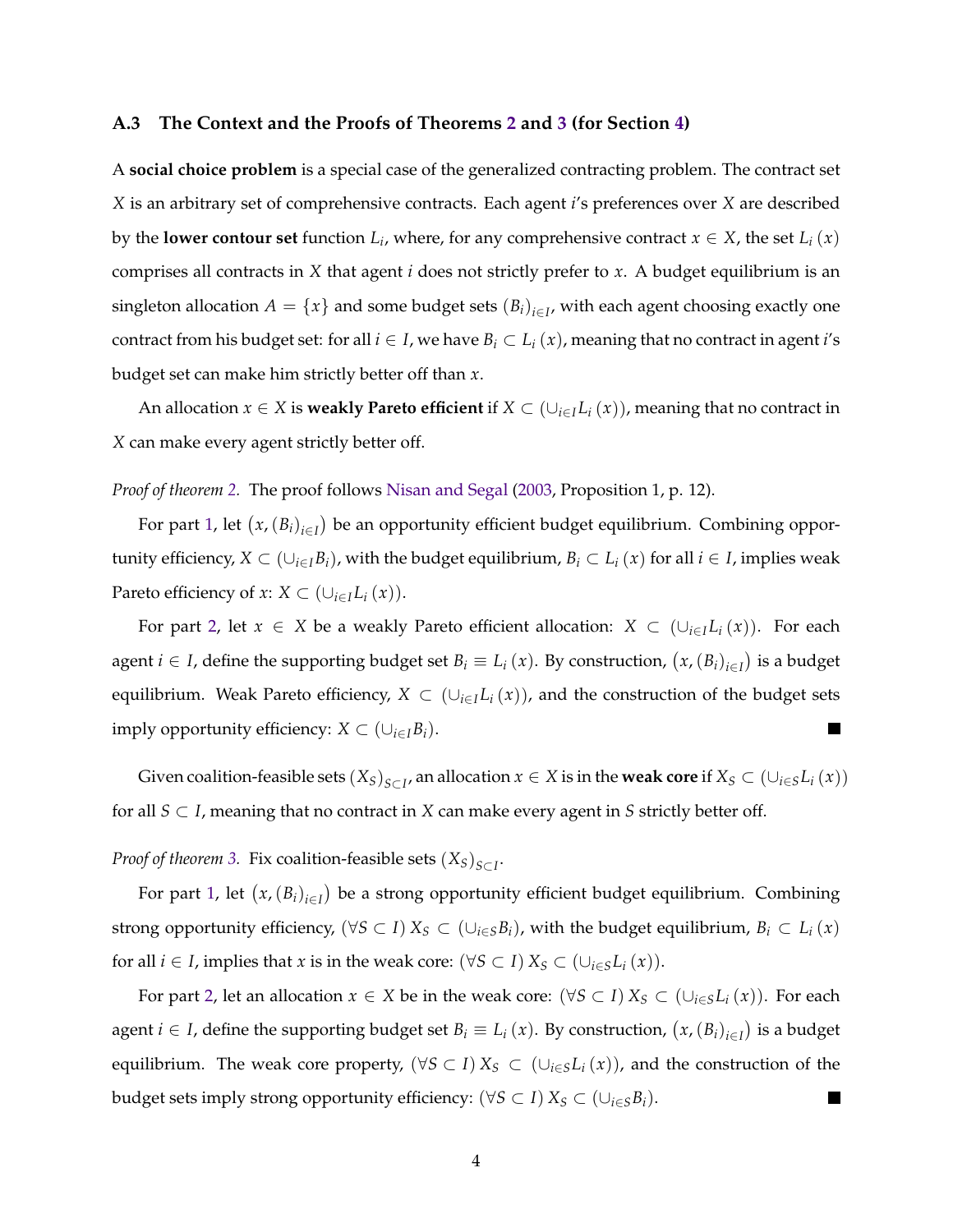### A.3 The Context and the Proofs of Theorems 2 and 3 (for Section 4)

A **social choice problem** is a special case of the generalized contracting problem. The contract set $X$ is an arbitrary set of comprehensive contracts. Each agent $i$'s preferences over $X$ are described by the **lower contour set** function $L_i$, where, for any comprehensive contract $x \in X$, the set $L_i(x)$ comprises all contracts in $X$ that agent $i$ does not strictly prefer to $x$. A budget equilibrium is an singleton allocation $A = \{x\}$ and some budget sets $(B_i)_{i \in I}$, with each agent choosing exactly one contract from his budget set: for all $i \in I$, we have $B_i \subset L_i(x)$, meaning that no contract in agent $i$'s budget set can make him strictly better off than $x$.

An allocation $x \in X$ is **weakly Pareto efficient** if $X \subset (\cup_{i \in I} L_i(x))$, meaning that no contract in $X$ can make every agent strictly better off.

*Proof of theorem 2.* The proof follows Nisan and Segal (2003, Proposition 1, p. 12).

For part 1, let $(x, (B_i)_{i \in I})$ be an opportunity efficient budget equilibrium. Combining opportunity efficiency, $X \subset (\cup_{i \in I} B_i)$, with the budget equilibrium, $B_i \subset L_i(x)$ for all $i \in I$, implies weak Pareto efficiency of $x$: $X \subset (\cup_{i \in I} L_i(x))$.

For part 2, let $x \in X$ be a weakly Pareto efficient allocation: $X \subset (\cup_{i \in I} L_i(x))$. For each agent $i \in I$, define the supporting budget set $B_i \equiv L_i(x)$. By construction, $(x, (B_i)_{i \in I})$ is a budget equilibrium. Weak Pareto efficiency, $X \subset (\cup_{i \in I} L_i(x))$, and the construction of the budget sets imply opportunity efficiency: $X \subset (\cup_{i \in I} B_i)$. ∎

Given coalition-feasible sets $(X_S)_{S \subset I}$, an allocation $x \in X$ is in the **weak core** if $X_S \subset (\cup_{i \in S} L_i(x))$ for all $S \subset I$, meaning that no contract in $X$ can make every agent in $S$ strictly better off.

*Proof of theorem 3.* Fix coalition-feasible sets $(X_S)_{S \subset I}$.

For part 1, let $(x, (B_i)_{i \in I})$ be a strong opportunity efficient budget equilibrium. Combining strong opportunity efficiency, $(\forall S \subset I)\ X_S \subset (\cup_{i \in S} B_i)$, with the budget equilibrium, $B_i \subset L_i(x)$ for all $i \in I$, implies that $x$ is in the weak core: $(\forall S \subset I)\ X_S \subset (\cup_{i \in S} L_i(x))$.

For part 2, let an allocation $x \in X$ be in the weak core: $(\forall S \subset I)\ X_S \subset (\cup_{i \in S} L_i(x))$. For each agent $i \in I$, define the supporting budget set $B_i \equiv L_i(x)$. By construction, $(x, (B_i)_{i \in I})$ is a budget equilibrium. The weak core property, $(\forall S \subset I)\ X_S \subset (\cup_{i \in S} L_i(x))$, and the construction of the budget sets imply strong opportunity efficiency: $(\forall S \subset I)\ X_S \subset (\cup_{i \in S} B_i)$. ∎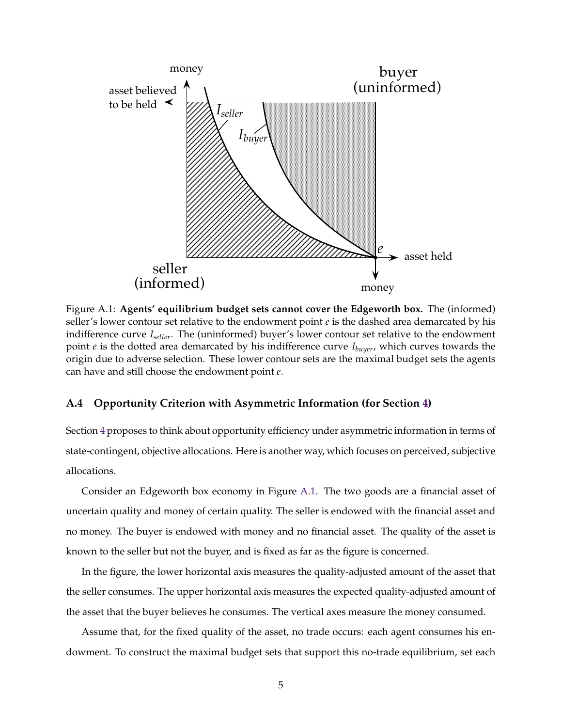Figure A.1: **Agents' equilibrium budget sets cannot cover the Edgeworth box.** The (informed) seller's lower contour set relative to the endowment point $e$ is the dashed area demarcated by his indifference curve $I_{seller}$. The (uninformed) buyer's lower contour set relative to the endowment point $e$ is the dotted area demarcated by his indifference curve $I_{buyer}$, which curves towards the origin due to adverse selection. These lower contour sets are the maximal budget sets the agents can have and still choose the endowment point $e$.

### A.4 Opportunity Criterion with Asymmetric Information (for Section 4)

Section 4 proposes to think about opportunity efficiency under asymmetric information in terms of state-contingent, objective allocations. Here is another way, which focuses on perceived, subjective allocations.

Consider an Edgeworth box economy in Figure A.1. The two goods are a financial asset of uncertain quality and money of certain quality. The seller is endowed with the financial asset and no money. The buyer is endowed with money and no financial asset. The quality of the asset is known to the seller but not the buyer, and is fixed as far as the figure is concerned.

In the figure, the lower horizontal axis measures the quality-adjusted amount of the asset that the seller consumes. The upper horizontal axis measures the expected quality-adjusted amount of the asset that the buyer believes he consumes. The vertical axes measure the money consumed.

Assume that, for the fixed quality of the asset, no trade occurs: each agent consumes his endowment. To construct the maximal budget sets that support this no-trade equilibrium, set each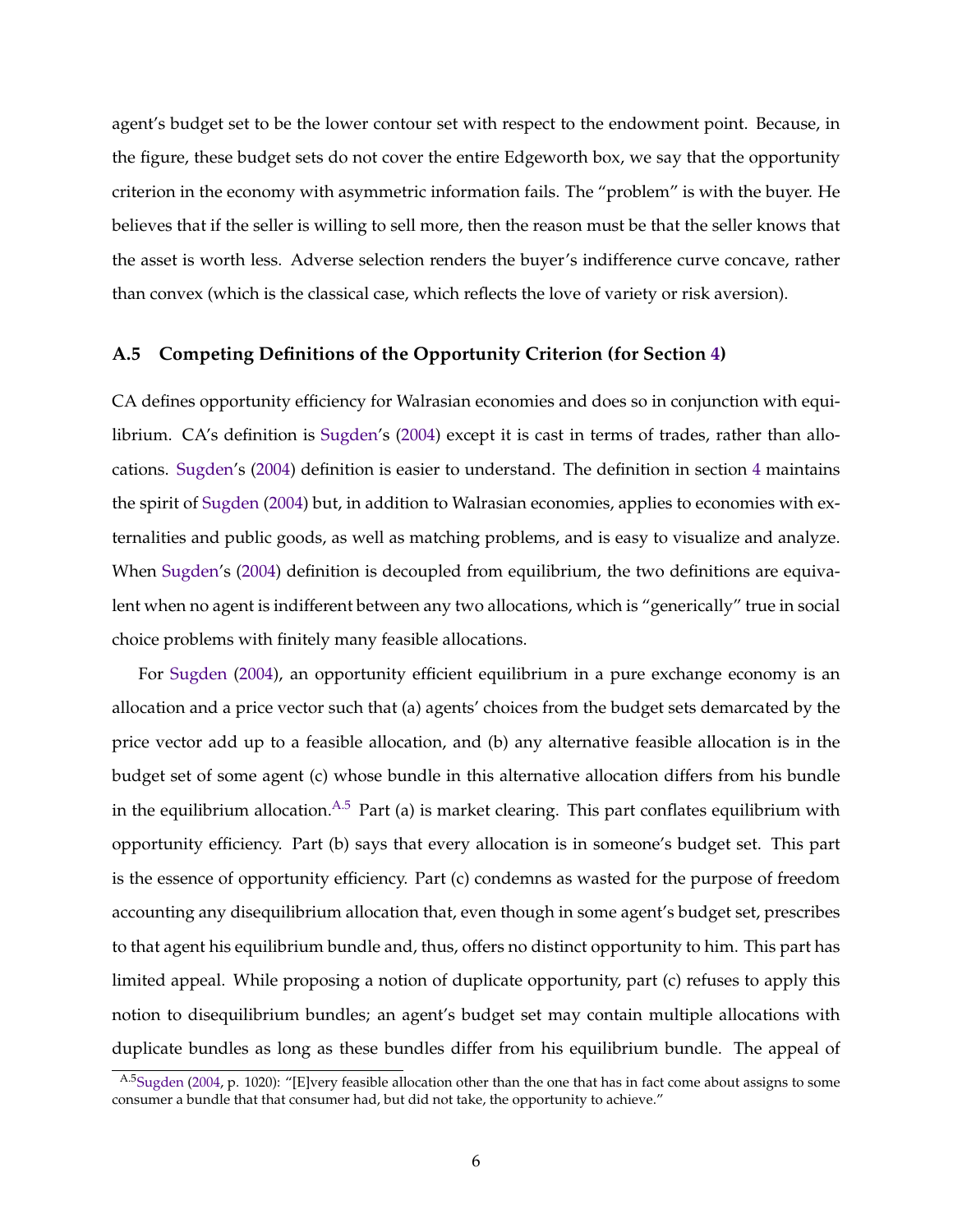agent's budget set to be the lower contour set with respect to the endowment point. Because, in the figure, these budget sets do not cover the entire Edgeworth box, we say that the opportunity criterion in the economy with asymmetric information fails. The "problem" is with the buyer. He believes that if the seller is willing to sell more, then the reason must be that the seller knows that the asset is worth less. Adverse selection renders the buyer's indifference curve concave, rather than convex (which is the classical case, which reflects the love of variety or risk aversion).

### A.5 Competing Definitions of the Opportunity Criterion (for Section 4)

CA defines opportunity efficiency for Walrasian economies and does so in conjunction with equilibrium. CA's definition is Sugden's (2004) except it is cast in terms of trades, rather than allocations. Sugden's (2004) definition is easier to understand. The definition in section 4 maintains the spirit of Sugden (2004) but, in addition to Walrasian economies, applies to economies with externalities and public goods, as well as matching problems, and is easy to visualize and analyze. When Sugden's (2004) definition is decoupled from equilibrium, the two definitions are equivalent when no agent is indifferent between any two allocations, which is "generically" true in social choice problems with finitely many feasible allocations.

For Sugden (2004), an opportunity efficient equilibrium in a pure exchange economy is an allocation and a price vector such that (a) agents' choices from the budget sets demarcated by the price vector add up to a feasible allocation, and (b) any alternative feasible allocation is in the budget set of some agent (c) whose bundle in this alternative allocation differs from his bundle in the equilibrium allocation.[A.5] Part (a) is market clearing. This part conflates equilibrium with opportunity efficiency. Part (b) says that every allocation is in someone's budget set. This part is the essence of opportunity efficiency. Part (c) condemns as wasted for the purpose of freedom accounting any disequilibrium allocation that, even though in some agent's budget set, prescribes to that agent his equilibrium bundle and, thus, offers no distinct opportunity to him. This part has limited appeal. While proposing a notion of duplicate opportunity, part (c) refuses to apply this notion to disequilibrium bundles; an agent's budget set may contain multiple allocations with duplicate bundles as long as these bundles differ from his equilibrium bundle. The appeal of

[A.5] Sugden (2004, p. 1020): "[E]very feasible allocation other than the one that has in fact come about assigns to some consumer a bundle that that consumer had, but did not take, the opportunity to achieve."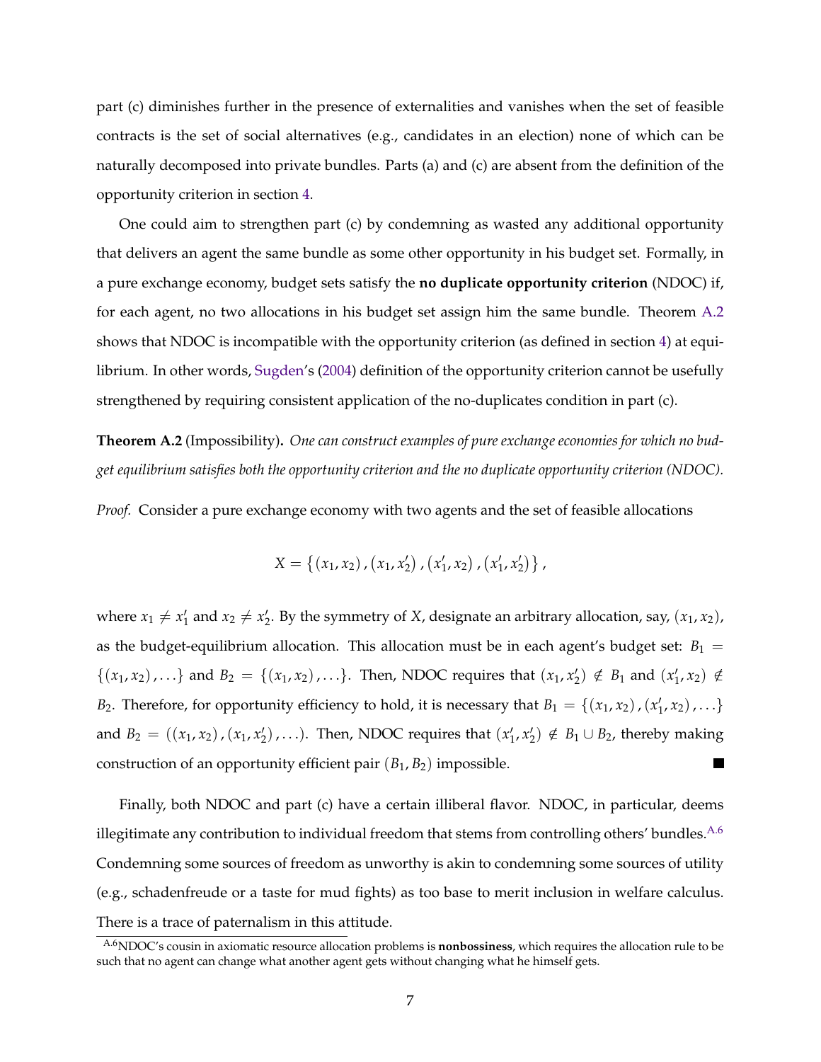part (c) diminishes further in the presence of externalities and vanishes when the set of feasible contracts is the set of social alternatives (e.g., candidates in an election) none of which can be naturally decomposed into private bundles. Parts (a) and (c) are absent from the definition of the opportunity criterion in section 4.

One could aim to strengthen part (c) by condemning as wasted any additional opportunity that delivers an agent the same bundle as some other opportunity in his budget set. Formally, in a pure exchange economy, budget sets satisfy the **no duplicate opportunity criterion** (NDOC) if, for each agent, no two allocations in his budget set assign him the same bundle. Theorem A.2 shows that NDOC is incompatible with the opportunity criterion (as defined in section 4) at equilibrium. In other words, Sugden's (2004) definition of the opportunity criterion cannot be usefully strengthened by requiring consistent application of the no-duplicates condition in part (c).

**Theorem A.2** (Impossibility)**.** *One can construct examples of pure exchange economies for which no budget equilibrium satisfies both the opportunity criterion and the no duplicate opportunity criterion (NDOC).*

*Proof.* Consider a pure exchange economy with two agents and the set of feasible allocations

$$X = \{(x_1, x_2), (x_1, x_2'), (x_1', x_2), (x_1', x_2')\},$$

where $x_1 \neq x_1'$ and $x_2 \neq x_2'$. By the symmetry of $X$, designate an arbitrary allocation, say, $(x_1, x_2)$, as the budget-equilibrium allocation. This allocation must be in each agent's budget set: $B_1 = \{(x_1, x_2), \dots\}$ and $B_2 = \{(x_1, x_2), \dots\}$. Then, NDOC requires that $(x_1, x_2') \notin B_1$ and $(x_1', x_2) \notin B_2$. Therefore, for opportunity efficiency to hold, it is necessary that $B_1 = \{(x_1, x_2), (x_1', x_2), \dots\}$ and $B_2 = ((x_1, x_2), (x_1, x_2'), \dots)$. Then, NDOC requires that $(x_1', x_2') \notin B_1 \cup B_2$, thereby making construction of an opportunity efficient pair $(B_1, B_2)$ impossible. ■

Finally, both NDOC and part (c) have a certain illiberal flavor. NDOC, in particular, deems illegitimate any contribution to individual freedom that stems from controlling others' bundles.[A.6] Condemning some sources of freedom as unworthy is akin to condemning some sources of utility (e.g., schadenfreude or a taste for mud fights) as too base to merit inclusion in welfare calculus. There is a trace of paternalism in this attitude.

[A.6]NDOC's cousin in axiomatic resource allocation problems is **nonbossiness**, which requires the allocation rule to be such that no agent can change what another agent gets without changing what he himself gets.